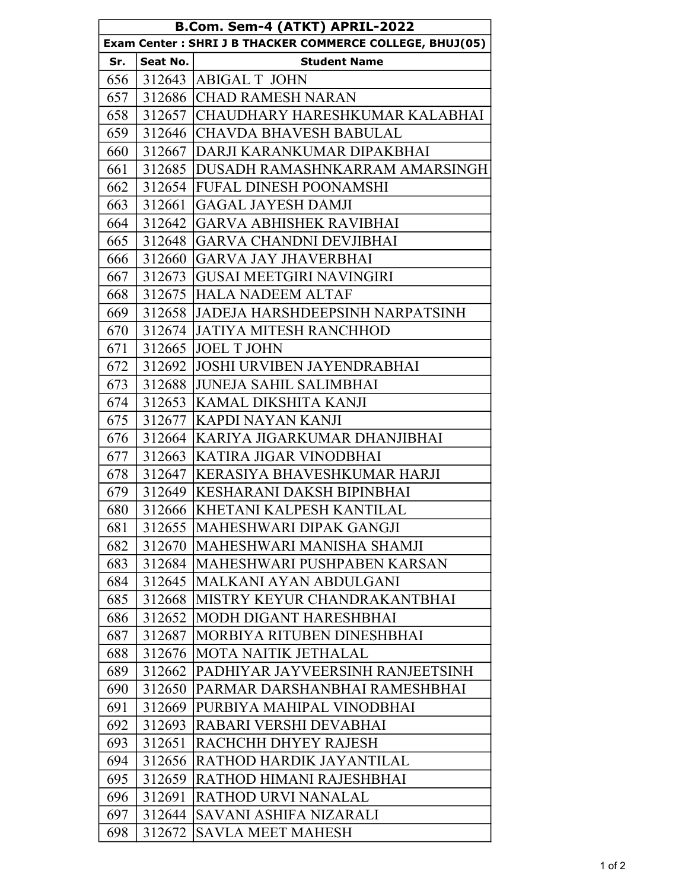| B.Com. Sem-4 (ATKT) APRIL-2022 | | |
|---|---|---|
| **Exam Center : SHRI J B THACKER COMMERCE COLLEGE, BHUJ(05)** | | |
| **Sr.** | **Seat No.** | **Student Name** |
| 656 | 312643 | ABIGAL T JOHN |
| 657 | 312686 | CHAD RAMESH NARAN |
| 658 | 312657 | CHAUDHARY HARESHKUMAR KALABHAI |
| 659 | 312646 | CHAVDA BHAVESH BABULAL |
| 660 | 312667 | DARJI KARANKUMAR DIPAKBHAI |
| 661 | 312685 | DUSADH RAMASHNKARRAM AMARSINGH |
| 662 | 312654 | FUFAL DINESH POONAMSHI |
| 663 | 312661 | GAGAL JAYESH DAMJI |
| 664 | 312642 | GARVA ABHISHEK RAVIBHAI |
| 665 | 312648 | GARVA CHANDNI DEVJIBHAI |
| 666 | 312660 | GARVA JAY JHAVERBHAI |
| 667 | 312673 | GUSAI MEETGIRI NAVINGIRI |
| 668 | 312675 | HALA NADEEM ALTAF |
| 669 | 312658 | JADEJA HARSHDEEPSINH NARPATSINH |
| 670 | 312674 | JATIYA MITESH RANCHHOD |
| 671 | 312665 | JOEL T JOHN |
| 672 | 312692 | JOSHI URVIBEN JAYENDRABHAI |
| 673 | 312688 | JUNEJA SAHIL SALIMBHAI |
| 674 | 312653 | KAMAL DIKSHITA KANJI |
| 675 | 312677 | KAPDI NAYAN KANJI |
| 676 | 312664 | KARIYA JIGARKUMAR DHANJIBHAI |
| 677 | 312663 | KATIRA JIGAR VINODBHAI |
| 678 | 312647 | KERASIYA BHAVESHKUMAR HARJI |
| 679 | 312649 | KESHARANI DAKSH BIPINBHAI |
| 680 | 312666 | KHETANI KALPESH KANTILAL |
| 681 | 312655 | MAHESHWARI DIPAK GANGJI |
| 682 | 312670 | MAHESHWARI MANISHA SHAMJI |
| 683 | 312684 | MAHESHWARI PUSHPABEN KARSAN |
| 684 | 312645 | MALKANI AYAN ABDULGANI |
| 685 | 312668 | MISTRY KEYUR CHANDRAKANTBHAI |
| 686 | 312652 | MODH DIGANT HARESHBHAI |
| 687 | 312687 | MORBIYA RITUBEN DINESHBHAI |
| 688 | 312676 | MOTA NAITIK JETHALAL |
| 689 | 312662 | PADHIYAR JAYVEERSINH RANJEETSINH |
| 690 | 312650 | PARMAR DARSHANBHAI RAMESHBHAI |
| 691 | 312669 | PURBIYA MAHIPAL VINODBHAI |
| 692 | 312693 | RABARI VERSHI DEVABHAI |
| 693 | 312651 | RACHCHH DHYEY RAJESH |
| 694 | 312656 | RATHOD HARDIK JAYANTILAL |
| 695 | 312659 | RATHOD HIMANI RAJESHBHAI |
| 696 | 312691 | RATHOD URVI NANALAL |
| 697 | 312644 | SAVANI ASHIFA NIZARALI |
| 698 | 312672 | SAVLA MEET MAHESH |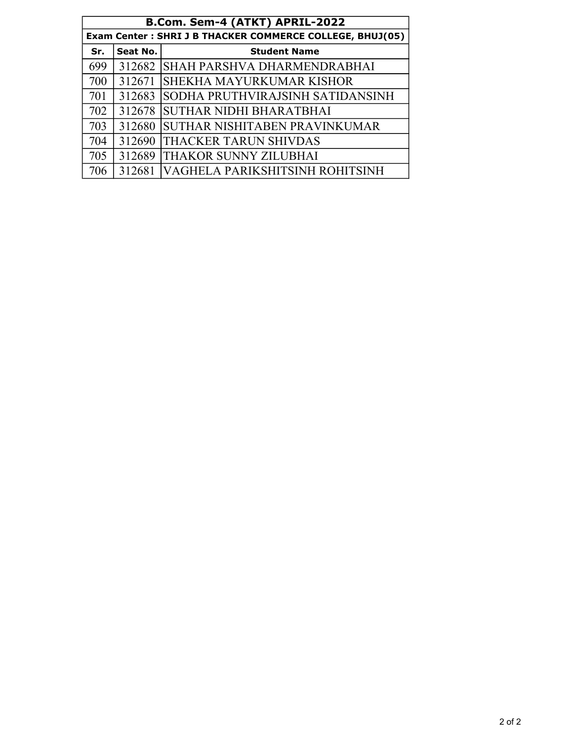| B.Com. Sem-4 (ATKT) APRIL-2022 | | |
|---|---|---|
| Exam Center : SHRI J B THACKER COMMERCE COLLEGE, BHUJ(05) | | |
| **Sr.** | **Seat No.** | **Student Name** |
| 699 | 312682 | SHAH PARSHVA DHARMENDRABHAI |
| 700 | 312671 | SHEKHA MAYURKUMAR KISHOR |
| 701 | 312683 | SODHA PRUTHVIRAJSINH SATIDANSINH |
| 702 | 312678 | SUTHAR NIDHI BHARATBHAI |
| 703 | 312680 | SUTHAR NISHITABEN PRAVINKUMAR |
| 704 | 312690 | THACKER TARUN SHIVDAS |
| 705 | 312689 | THAKOR SUNNY ZILUBHAI |
| 706 | 312681 | VAGHELA PARIKSHITSINH ROHITSINH |